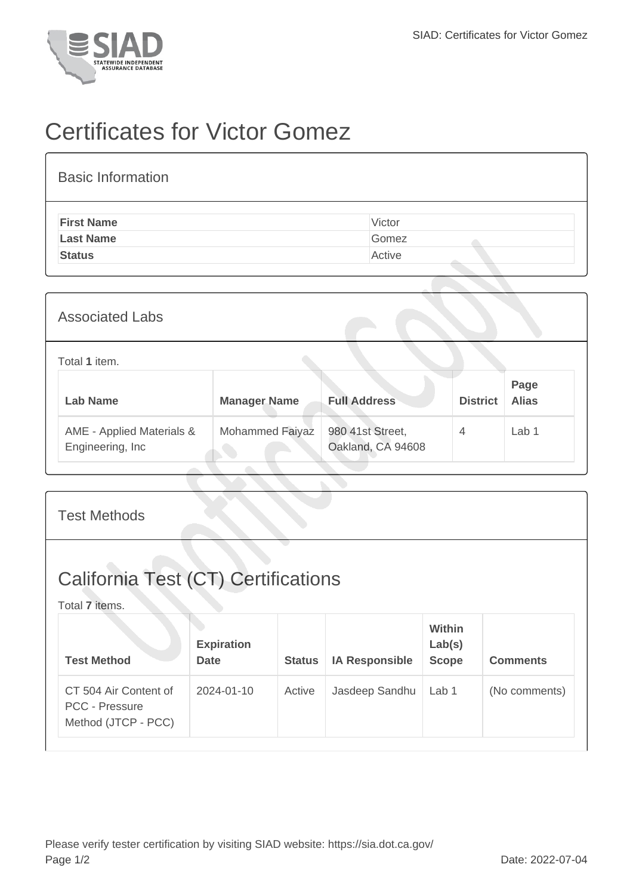# Certificates for Victor Gomez

## Basic Information

| | |
|---|---|
| **First Name** | Victor |
| **Last Name** | Gomez |
| **Status** | Active |

## Associated Labs

Total **1** item.

| Lab Name | Manager Name | Full Address | District | Page Alias |
|---|---|---|---|---|
| AME - Applied Materials & Engineering, Inc | Mohammed Faiyaz | 980 41st Street, Oakland, CA 94608 | 4 | Lab 1 |

## Test Methods

# California Test (CT) Certifications

Total **7** items.

| Test Method | Expiration Date | Status | IA Responsible | Within Lab(s) Scope | Comments |
|---|---|---|---|---|---|
| CT 504 Air Content of PCC - Pressure Method (JTCP - PCC) | 2024-01-10 | Active | Jasdeep Sandhu | Lab 1 | (No comments) |

Please verify tester certification by visiting SIAD website: https://sia.dot.ca.gov/

Date: 2022-07-04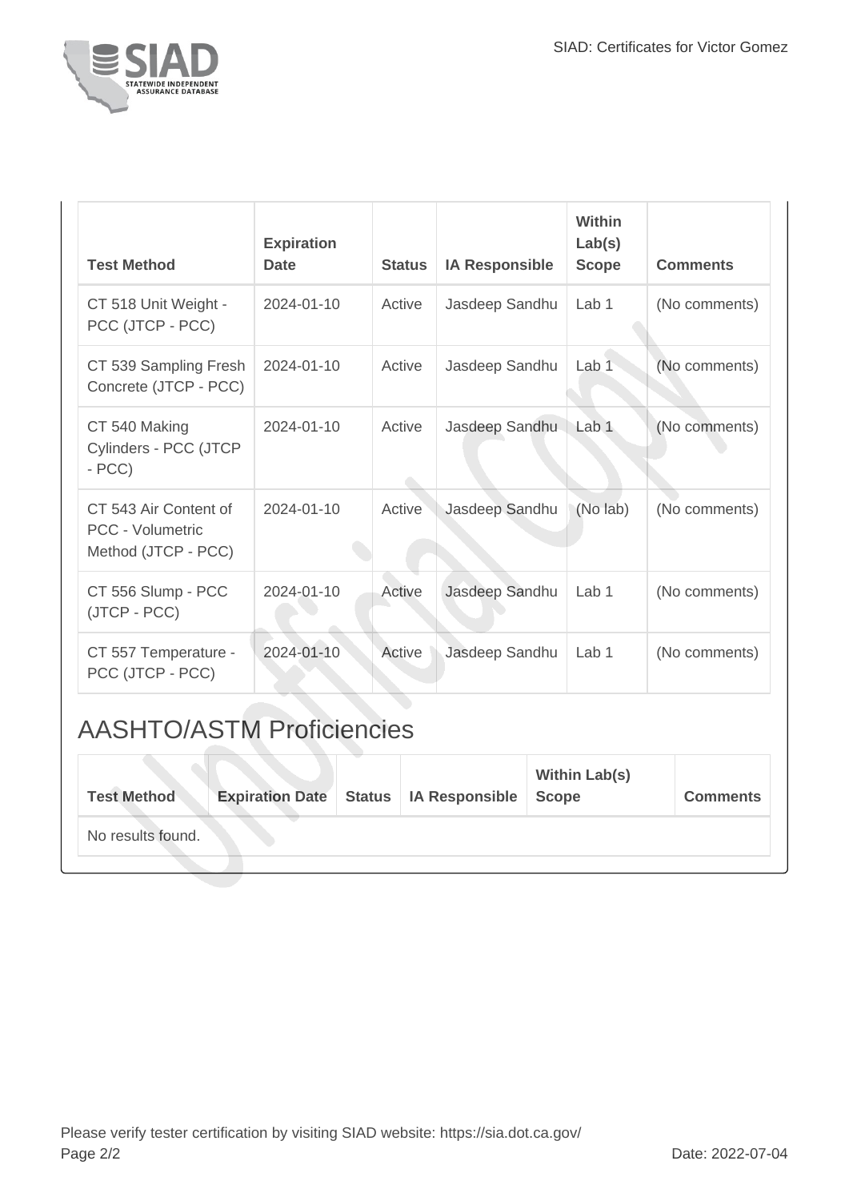| Test Method | Expiration Date | Status | IA Responsible | Within Lab(s) Scope | Comments |
|---|---|---|---|---|---|
| CT 518 Unit Weight - PCC (JTCP - PCC) | 2024-01-10 | Active | Jasdeep Sandhu | Lab 1 | (No comments) |
| CT 539 Sampling Fresh Concrete (JTCP - PCC) | 2024-01-10 | Active | Jasdeep Sandhu | Lab 1 | (No comments) |
| CT 540 Making Cylinders - PCC (JTCP - PCC) | 2024-01-10 | Active | Jasdeep Sandhu | Lab 1 | (No comments) |
| CT 543 Air Content of PCC - Volumetric Method (JTCP - PCC) | 2024-01-10 | Active | Jasdeep Sandhu | (No lab) | (No comments) |
| CT 556 Slump - PCC (JTCP - PCC) | 2024-01-10 | Active | Jasdeep Sandhu | Lab 1 | (No comments) |
| CT 557 Temperature - PCC (JTCP - PCC) | 2024-01-10 | Active | Jasdeep Sandhu | Lab 1 | (No comments) |

## AASHTO/ASTM Proficiencies

| Test Method | Expiration Date | Status | IA Responsible | Within Lab(s) Scope | Comments |
|---|---|---|---|---|---|
| No results found. | | | | | |

Please verify tester certification by visiting SIAD website: https://sia.dot.ca.gov/

Date: 2022-07-04